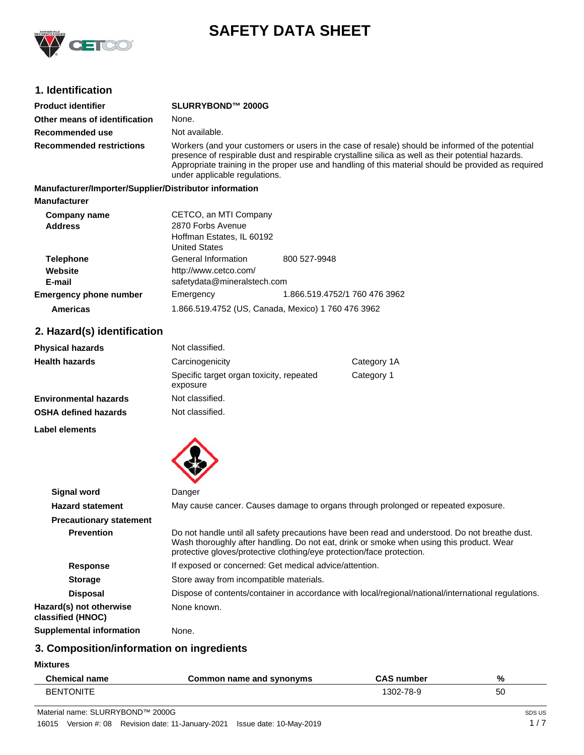# SAFETY DATA SHEET

## 1. Identification

| | |
|---|---|
| **Product identifier** | **SLURRYBOND™ 2000G** |
| **Other means of identification** | None. |
| **Recommended use** | Not available. |
| **Recommended restrictions** | Workers (and your customers or users in the case of resale) should be informed of the potential presence of respirable dust and respirable crystalline silica as well as their potential hazards. Appropriate training in the proper use and handling of this material should be provided as required under applicable regulations. |

**Manufacturer/Importer/Supplier/Distributor information**

**Manufacturer**

| | | |
|---|---|---|
| **Company name** | CETCO, an MTI Company | |
| **Address** | 2870 Forbs Avenue<br>Hoffman Estates, IL 60192<br>United States | |
| **Telephone** | General Information | 800 527-9948 |
| **Website** | http://www.cetco.com/ | |
| **E-mail** | safetydata@mineralstech.com | |
| **Emergency phone number** | Emergency | 1.866.519.4752/1 760 476 3962 |
| **Americas** | 1.866.519.4752 (US, Canada, Mexico) 1 760 476 3962 | |

## 2. Hazard(s) identification

| | | |
|---|---|---|
| **Physical hazards** | Not classified. | |
| **Health hazards** | Carcinogenicity | Category 1A |
| | Specific target organ toxicity, repeated exposure | Category 1 |
| **Environmental hazards** | Not classified. | |
| **OSHA defined hazards** | Not classified. | |

**Label elements**

| | |
|---|---|
| **Signal word** | Danger |
| **Hazard statement** | May cause cancer. Causes damage to organs through prolonged or repeated exposure. |
| **Precautionary statement** | |
| **Prevention** | Do not handle until all safety precautions have been read and understood. Do not breathe dust. Wash thoroughly after handling. Do not eat, drink or smoke when using this product. Wear protective gloves/protective clothing/eye protection/face protection. |
| **Response** | If exposed or concerned: Get medical advice/attention. |
| **Storage** | Store away from incompatible materials. |
| **Disposal** | Dispose of contents/container in accordance with local/regional/national/international regulations. |
| **Hazard(s) not otherwise classified (HNOC)** | None known. |
| **Supplemental information** | None. |

## 3. Composition/information on ingredients

**Mixtures**

| Chemical name | Common name and synonyms | CAS number | % |
|---|---|---|---|
| BENTONITE | | 1302-78-9 | 50 |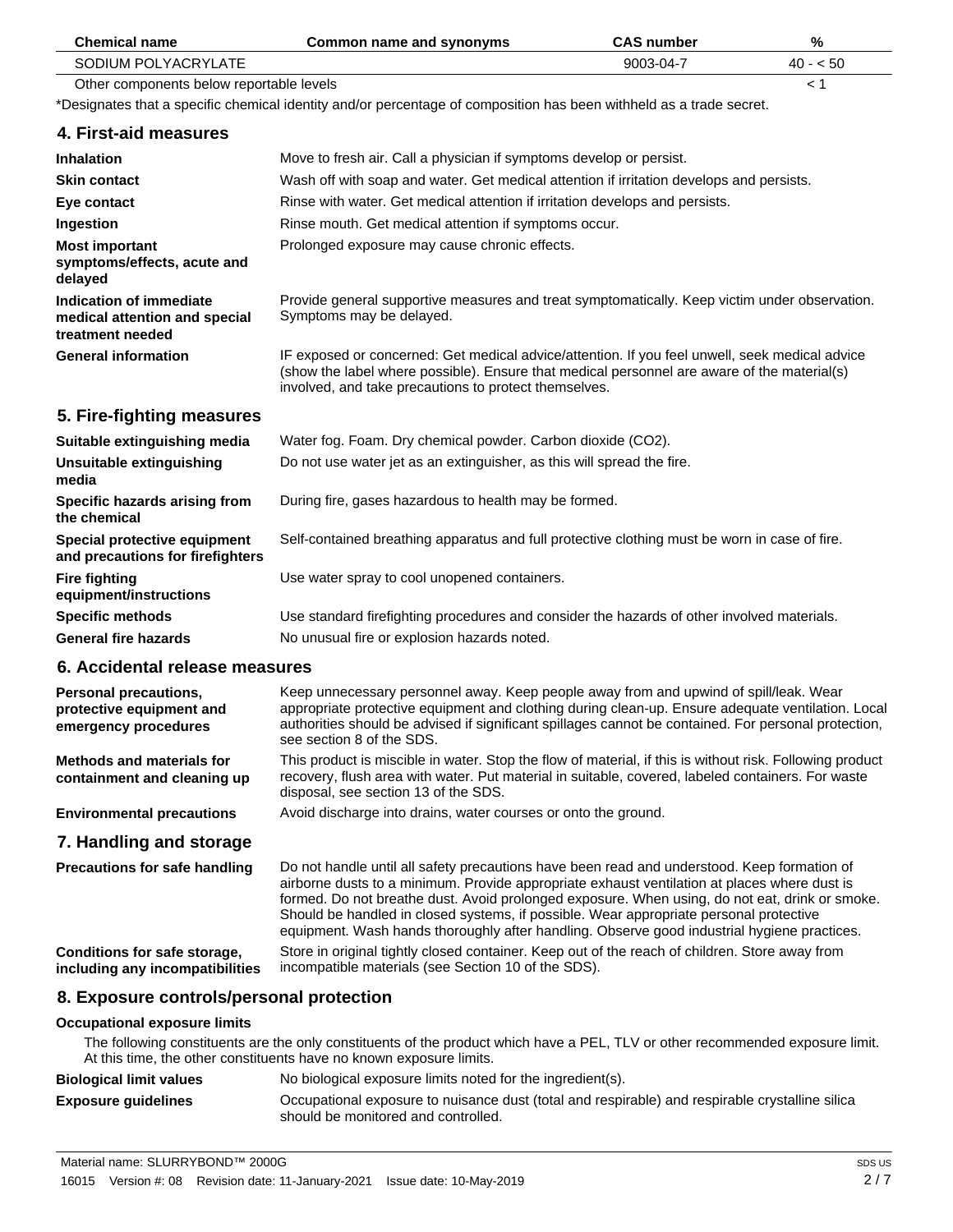| Chemical name | Common name and synonyms | CAS number | % |
|---|---|---|---|
| SODIUM POLYACRYLATE | | 9003-04-7 | 40 - < 50 |
| Other components below reportable levels | | | < 1 |

*Designates that a specific chemical identity and/or percentage of composition has been withheld as a trade secret.

## 4. First-aid measures

| | |
|---|---|
| **Inhalation** | Move to fresh air. Call a physician if symptoms develop or persist. |
| **Skin contact** | Wash off with soap and water. Get medical attention if irritation develops and persists. |
| **Eye contact** | Rinse with water. Get medical attention if irritation develops and persists. |
| **Ingestion** | Rinse mouth. Get medical attention if symptoms occur. |
| **Most important symptoms/effects, acute and delayed** | Prolonged exposure may cause chronic effects. |
| **Indication of immediate medical attention and special treatment needed** | Provide general supportive measures and treat symptomatically. Keep victim under observation. Symptoms may be delayed. |
| **General information** | IF exposed or concerned: Get medical advice/attention. If you feel unwell, seek medical advice (show the label where possible). Ensure that medical personnel are aware of the material(s) involved, and take precautions to protect themselves. |

## 5. Fire-fighting measures

| | |
|---|---|
| **Suitable extinguishing media** | Water fog. Foam. Dry chemical powder. Carbon dioxide ($CO_2$). |
| **Unsuitable extinguishing media** | Do not use water jet as an extinguisher, as this will spread the fire. |
| **Specific hazards arising from the chemical** | During fire, gases hazardous to health may be formed. |
| **Special protective equipment and precautions for firefighters** | Self-contained breathing apparatus and full protective clothing must be worn in case of fire. |
| **Fire fighting equipment/instructions** | Use water spray to cool unopened containers. |
| **Specific methods** | Use standard firefighting procedures and consider the hazards of other involved materials. |
| **General fire hazards** | No unusual fire or explosion hazards noted. |

## 6. Accidental release measures

| | |
|---|---|
| **Personal precautions, protective equipment and emergency procedures** | Keep unnecessary personnel away. Keep people away from and upwind of spill/leak. Wear appropriate protective equipment and clothing during clean-up. Ensure adequate ventilation. Local authorities should be advised if significant spillages cannot be contained. For personal protection, see section 8 of the SDS. |
| **Methods and materials for containment and cleaning up** | This product is miscible in water. Stop the flow of material, if this is without risk. Following product recovery, flush area with water. Put material in suitable, covered, labeled containers. For waste disposal, see section 13 of the SDS. |
| **Environmental precautions** | Avoid discharge into drains, water courses or onto the ground. |

## 7. Handling and storage

| | |
|---|---|
| **Precautions for safe handling** | Do not handle until all safety precautions have been read and understood. Keep formation of airborne dusts to a minimum. Provide appropriate exhaust ventilation at places where dust is formed. Do not breathe dust. Avoid prolonged exposure. When using, do not eat, drink or smoke. Should be handled in closed systems, if possible. Wear appropriate personal protective equipment. Wash hands thoroughly after handling. Observe good industrial hygiene practices. |
| **Conditions for safe storage, including any incompatibilities** | Store in original tightly closed container. Keep out of the reach of children. Store away from incompatible materials (see Section 10 of the SDS). |

## 8. Exposure controls/personal protection

**Occupational exposure limits**

The following constituents are the only constituents of the product which have a PEL, TLV or other recommended exposure limit. At this time, the other constituents have no known exposure limits.

| | |
|---|---|
| **Biological limit values** | No biological exposure limits noted for the ingredient(s). |
| **Exposure guidelines** | Occupational exposure to nuisance dust (total and respirable) and respirable crystalline silica should be monitored and controlled. |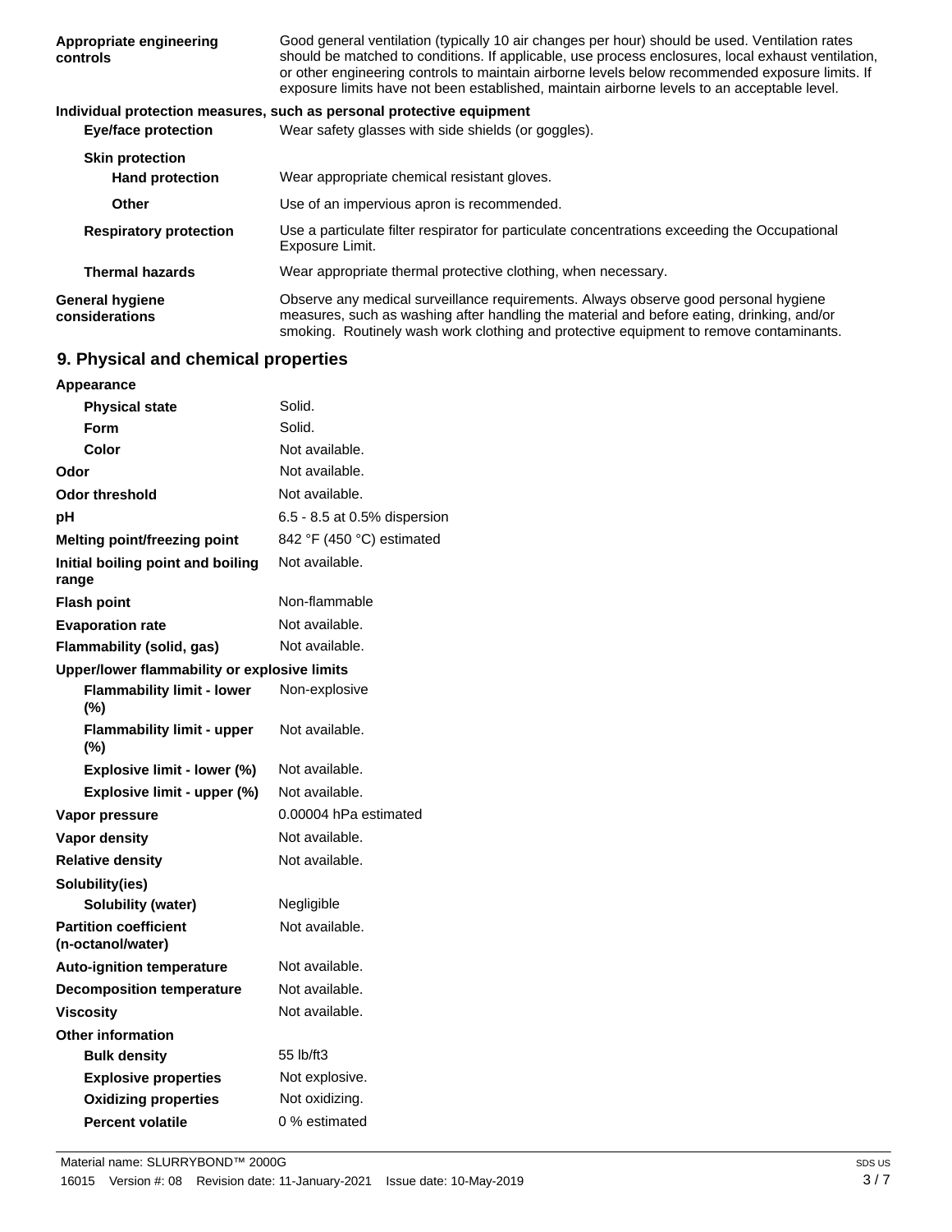| | |
|---|---|
| **Appropriate engineering controls** | Good general ventilation (typically 10 air changes per hour) should be used. Ventilation rates should be matched to conditions. If applicable, use process enclosures, local exhaust ventilation, or other engineering controls to maintain airborne levels below recommended exposure limits. If exposure limits have not been established, maintain airborne levels to an acceptable level. |

**Individual protection measures, such as personal protective equipment**

| | |
|---|---|
| **Eye/face protection** | Wear safety glasses with side shields (or goggles). |
| **Skin protection** | |
| **Hand protection** | Wear appropriate chemical resistant gloves. |
| **Other** | Use of an impervious apron is recommended. |
| **Respiratory protection** | Use a particulate filter respirator for particulate concentrations exceeding the Occupational Exposure Limit. |
| **Thermal hazards** | Wear appropriate thermal protective clothing, when necessary. |
| **General hygiene considerations** | Observe any medical surveillance requirements. Always observe good personal hygiene measures, such as washing after handling the material and before eating, drinking, and/or smoking. Routinely wash work clothing and protective equipment to remove contaminants. |

## 9. Physical and chemical properties

| | |
|---|---|
| **Appearance** | |
| **Physical state** | Solid. |
| **Form** | Solid. |
| **Color** | Not available. |
| **Odor** | Not available. |
| **Odor threshold** | Not available. |
| **pH** | 6.5 - 8.5 at 0.5% dispersion |
| **Melting point/freezing point** | 842 °F (450 °C) estimated |
| **Initial boiling point and boiling range** | Not available. |
| **Flash point** | Non-flammable |
| **Evaporation rate** | Not available. |
| **Flammability (solid, gas)** | Not available. |
| **Upper/lower flammability or explosive limits** | |
| **Flammability limit - lower (%)** | Non-explosive |
| **Flammability limit - upper (%)** | Not available. |
| **Explosive limit - lower (%)** | Not available. |
| **Explosive limit - upper (%)** | Not available. |
| **Vapor pressure** | 0.00004 hPa estimated |
| **Vapor density** | Not available. |
| **Relative density** | Not available. |
| **Solubility(ies)** | |
| **Solubility (water)** | Negligible |
| **Partition coefficient (n-octanol/water)** | Not available. |
| **Auto-ignition temperature** | Not available. |
| **Decomposition temperature** | Not available. |
| **Viscosity** | Not available. |
| **Other information** | |
| **Bulk density** | 55 lb/ft3 |
| **Explosive properties** | Not explosive. |
| **Oxidizing properties** | Not oxidizing. |
| **Percent volatile** | 0 % estimated |

Material name: SLURRYBOND™ 2000G

16015 Version #: 08 Revision date: 11-January-2021 Issue date: 10-May-2019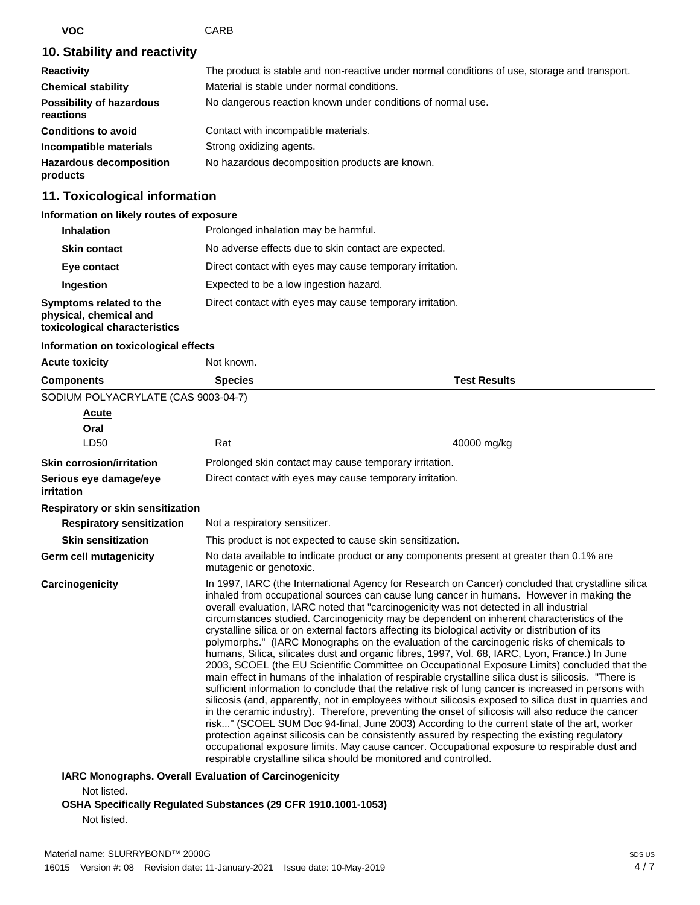| | |
|---|---|
| **VOC** | CARB |

## 10. Stability and reactivity

| | |
|---|---|
| **Reactivity** | The product is stable and non-reactive under normal conditions of use, storage and transport. |
| **Chemical stability** | Material is stable under normal conditions. |
| **Possibility of hazardous reactions** | No dangerous reaction known under conditions of normal use. |
| **Conditions to avoid** | Contact with incompatible materials. |
| **Incompatible materials** | Strong oxidizing agents. |
| **Hazardous decomposition products** | No hazardous decomposition products are known. |

## 11. Toxicological information

**Information on likely routes of exposure**

| | |
|---|---|
| **Inhalation** | Prolonged inhalation may be harmful. |
| **Skin contact** | No adverse effects due to skin contact are expected. |
| **Eye contact** | Direct contact with eyes may cause temporary irritation. |
| **Ingestion** | Expected to be a low ingestion hazard. |
| **Symptoms related to the physical, chemical and toxicological characteristics** | Direct contact with eyes may cause temporary irritation. |

**Information on toxicological effects**

**Acute toxicity** Not known.

| Components | Species | Test Results |
|---|---|---|
| SODIUM POLYACRYLATE (CAS 9003-04-7) | | |
| **Acute** | | |
| **Oral** | | |
| LD50 | Rat | 40000 mg/kg |

| | |
|---|---|
| **Skin corrosion/irritation** | Prolonged skin contact may cause temporary irritation. |
| **Serious eye damage/eye irritation** | Direct contact with eyes may cause temporary irritation. |

**Respiratory or skin sensitization**

| | |
|---|---|
| **Respiratory sensitization** | Not a respiratory sensitizer. |
| **Skin sensitization** | This product is not expected to cause skin sensitization. |
| **Germ cell mutagenicity** | No data available to indicate product or any components present at greater than 0.1% are mutagenic or genotoxic. |
| **Carcinogenicity** | In 1997, IARC (the International Agency for Research on Cancer) concluded that crystalline silica inhaled from occupational sources can cause lung cancer in humans. However in making the overall evaluation, IARC noted that "carcinogenicity was not detected in all industrial circumstances studied. Carcinogenicity may be dependent on inherent characteristics of the crystalline silica or on external factors affecting its biological activity or distribution of its polymorphs." (IARC Monographs on the evaluation of the carcinogenic risks of chemicals to humans, Silica, silicates dust and organic fibres, 1997, Vol. 68, IARC, Lyon, France.) In June 2003, SCOEL (the EU Scientific Committee on Occupational Exposure Limits) concluded that the main effect in humans of the inhalation of respirable crystalline silica dust is silicosis. "There is sufficient information to conclude that the relative risk of lung cancer is increased in persons with silicosis (and, apparently, not in employees without silicosis exposed to silica dust in quarries and in the ceramic industry). Therefore, preventing the onset of silicosis will also reduce the cancer risk..." (SCOEL SUM Doc 94-final, June 2003) According to the current state of the art, worker protection against silicosis can be consistently assured by respecting the existing regulatory occupational exposure limits. May cause cancer. Occupational exposure to respirable dust and respirable crystalline silica should be monitored and controlled. |

**IARC Monographs. Overall Evaluation of Carcinogenicity**

Not listed.

**OSHA Specifically Regulated Substances (29 CFR 1910.1001-1053)**

Not listed.

Material name: SLURRYBOND™ 2000G

16015 Version #: 08 Revision date: 11-January-2021 Issue date: 10-May-2019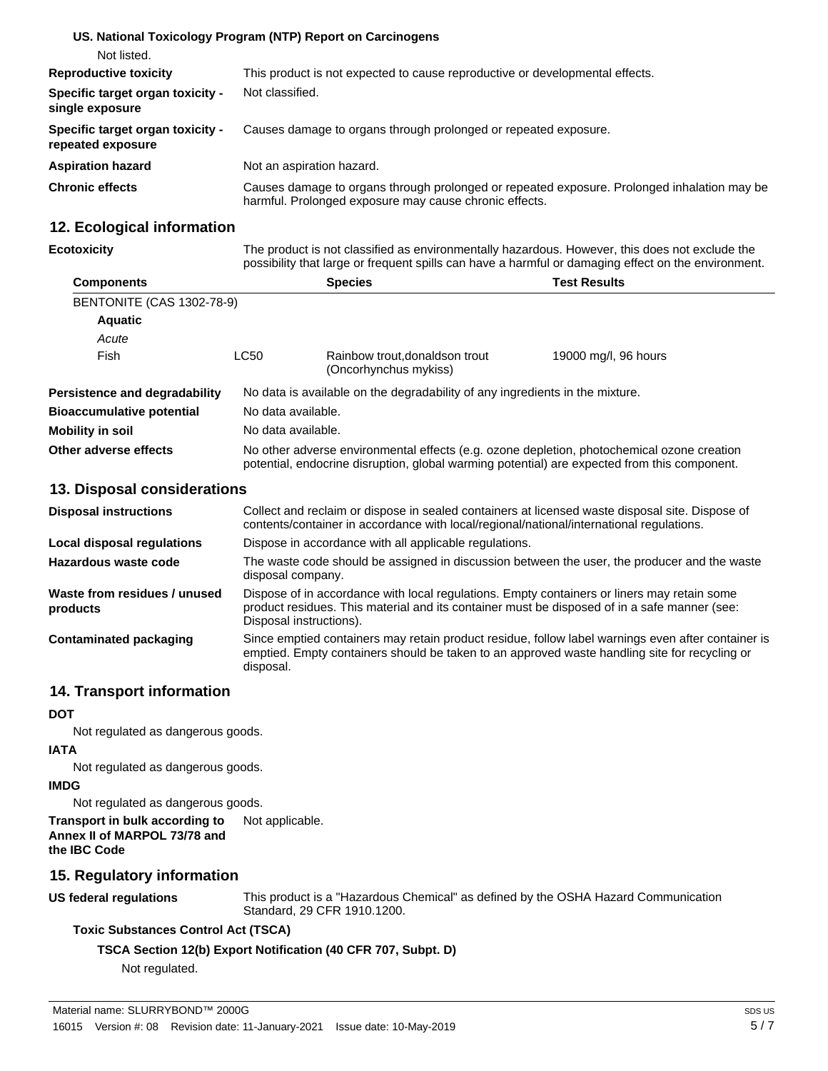**US. National Toxicology Program (NTP) Report on Carcinogens**

Not listed.

**Reproductive toxicity** This product is not expected to cause reproductive or developmental effects.

**Specific target organ toxicity - single exposure** Not classified.

**Specific target organ toxicity - repeated exposure** Causes damage to organs through prolonged or repeated exposure.

**Aspiration hazard** Not an aspiration hazard.

**Chronic effects** Causes damage to organs through prolonged or repeated exposure. Prolonged inhalation may be harmful. Prolonged exposure may cause chronic effects.

## 12. Ecological information

**Ecotoxicity** The product is not classified as environmentally hazardous. However, this does not exclude the possibility that large or frequent spills can have a harmful or damaging effect on the environment.

| Components | | Species | Test Results |
|---|---|---|---|
| BENTONITE (CAS 1302-78-9) | | | |
| **Aquatic** | | | |
| *Acute* | | | |
| Fish | LC50 | Rainbow trout,donaldson trout (Oncorhynchus mykiss) | 19000 mg/l, 96 hours |

**Persistence and degradability** No data is available on the degradability of any ingredients in the mixture.

**Bioaccumulative potential** No data available.

**Mobility in soil** No data available.

**Other adverse effects** No other adverse environmental effects (e.g. ozone depletion, photochemical ozone creation potential, endocrine disruption, global warming potential) are expected from this component.

## 13. Disposal considerations

**Disposal instructions** Collect and reclaim or dispose in sealed containers at licensed waste disposal site. Dispose of contents/container in accordance with local/regional/national/international regulations.

**Local disposal regulations** Dispose in accordance with all applicable regulations.

**Hazardous waste code** The waste code should be assigned in discussion between the user, the producer and the waste disposal company.

**Waste from residues / unused products** Dispose of in accordance with local regulations. Empty containers or liners may retain some product residues. This material and its container must be disposed of in a safe manner (see: Disposal instructions).

**Contaminated packaging** Since emptied containers may retain product residue, follow label warnings even after container is emptied. Empty containers should be taken to an approved waste handling site for recycling or disposal.

## 14. Transport information

**DOT**

Not regulated as dangerous goods.

**IATA**

Not regulated as dangerous goods.

**IMDG**

Not regulated as dangerous goods.

**Transport in bulk according to Annex II of MARPOL 73/78 and the IBC Code** Not applicable.

## 15. Regulatory information

**US federal regulations** This product is a "Hazardous Chemical" as defined by the OSHA Hazard Communication Standard, 29 CFR 1910.1200.

**Toxic Substances Control Act (TSCA)**

**TSCA Section 12(b) Export Notification (40 CFR 707, Subpt. D)**

Not regulated.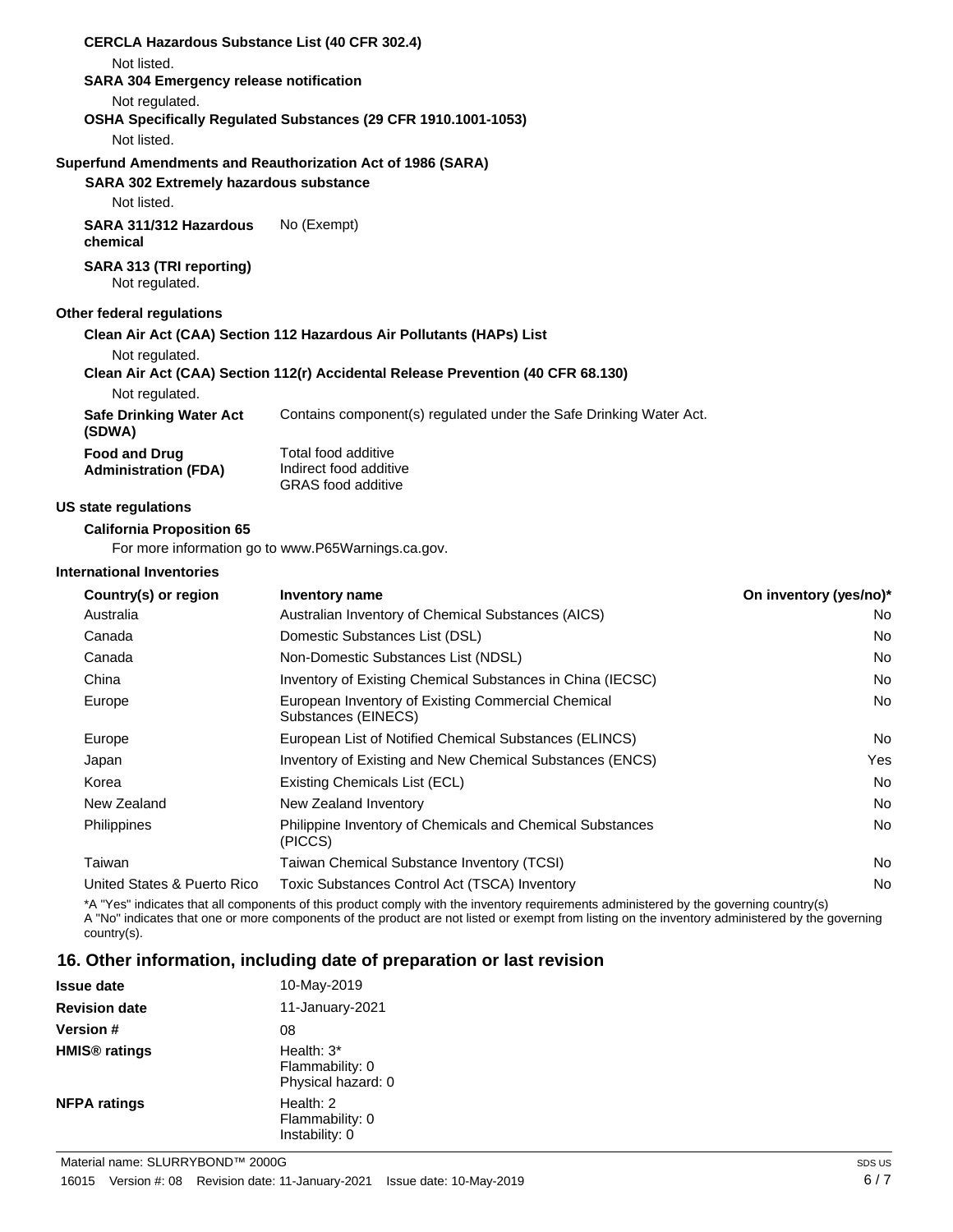**CERCLA Hazardous Substance List (40 CFR 302.4)**

Not listed.

**SARA 304 Emergency release notification**

Not regulated.

**OSHA Specifically Regulated Substances (29 CFR 1910.1001-1053)**

Not listed.

**Superfund Amendments and Reauthorization Act of 1986 (SARA)**

**SARA 302 Extremely hazardous substance**

Not listed.

**SARA 311/312 Hazardous chemical** No (Exempt)

**SARA 313 (TRI reporting)**

Not regulated.

**Other federal regulations**

**Clean Air Act (CAA) Section 112 Hazardous Air Pollutants (HAPs) List**

Not regulated.

**Clean Air Act (CAA) Section 112(r) Accidental Release Prevention (40 CFR 68.130)**

Not regulated.

**Safe Drinking Water Act (SDWA)** Contains component(s) regulated under the Safe Drinking Water Act.

**Food and Drug Administration (FDA)**
Total food additive
Indirect food additive
GRAS food additive

**US state regulations**

**California Proposition 65**

For more information go to www.P65Warnings.ca.gov.

**International Inventories**

| Country(s) or region | Inventory name | On inventory (yes/no)* |
|---|---|---|
| Australia | Australian Inventory of Chemical Substances (AICS) | No |
| Canada | Domestic Substances List (DSL) | No |
| Canada | Non-Domestic Substances List (NDSL) | No |
| China | Inventory of Existing Chemical Substances in China (IECSC) | No |
| Europe | European Inventory of Existing Commercial Chemical Substances (EINECS) | No |
| Europe | European List of Notified Chemical Substances (ELINCS) | No |
| Japan | Inventory of Existing and New Chemical Substances (ENCS) | Yes |
| Korea | Existing Chemicals List (ECL) | No |
| New Zealand | New Zealand Inventory | No |
| Philippines | Philippine Inventory of Chemicals and Chemical Substances (PICCS) | No |
| Taiwan | Taiwan Chemical Substance Inventory (TCSI) | No |
| United States & Puerto Rico | Toxic Substances Control Act (TSCA) Inventory | No |

*A "Yes" indicates that all components of this product comply with the inventory requirements administered by the governing country(s)
A "No" indicates that one or more components of the product are not listed or exempt from listing on the inventory administered by the governing country(s).

## 16. Other information, including date of preparation or last revision

**Issue date** 10-May-2019

**Revision date** 11-January-2021

**Version #** 08

**HMIS® ratings**
Health: 3*
Flammability: 0
Physical hazard: 0

**NFPA ratings**
Health: 2
Flammability: 0
Instability: 0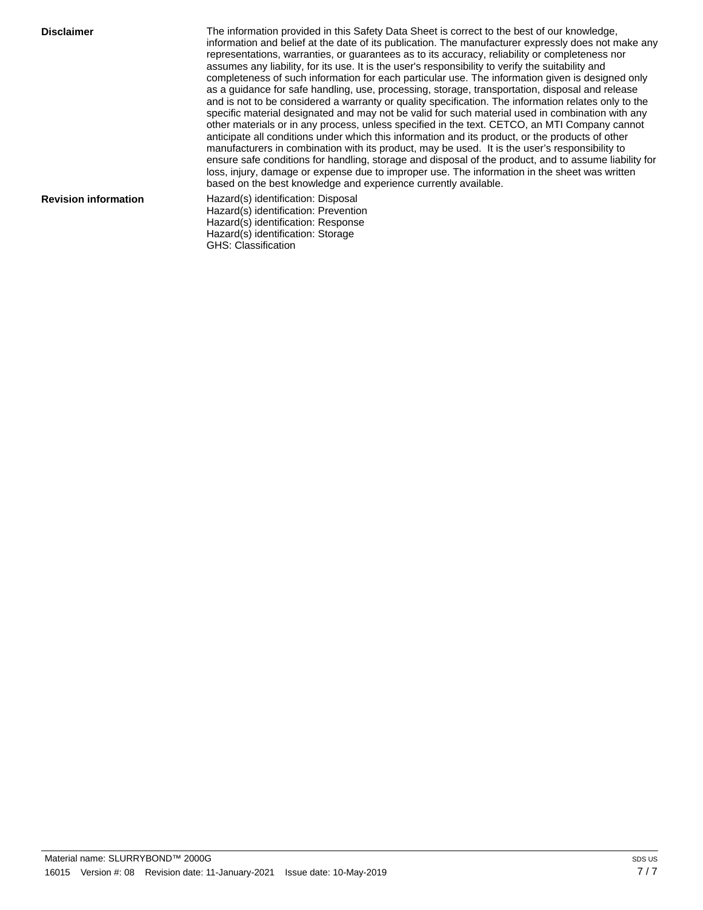**Disclaimer**

The information provided in this Safety Data Sheet is correct to the best of our knowledge, information and belief at the date of its publication. The manufacturer expressly does not make any representations, warranties, or guarantees as to its accuracy, reliability or completeness nor assumes any liability, for its use. It is the user's responsibility to verify the suitability and completeness of such information for each particular use. The information given is designed only as a guidance for safe handling, use, processing, storage, transportation, disposal and release and is not to be considered a warranty or quality specification. The information relates only to the specific material designated and may not be valid for such material used in combination with any other materials or in any process, unless specified in the text. CETCO, an MTI Company cannot anticipate all conditions under which this information and its product, or the products of other manufacturers in combination with its product, may be used. It is the user's responsibility to ensure safe conditions for handling, storage and disposal of the product, and to assume liability for loss, injury, damage or expense due to improper use. The information in the sheet was written based on the best knowledge and experience currently available.

**Revision information**

Hazard(s) identification: Disposal
Hazard(s) identification: Prevention
Hazard(s) identification: Response
Hazard(s) identification: Storage
GHS: Classification